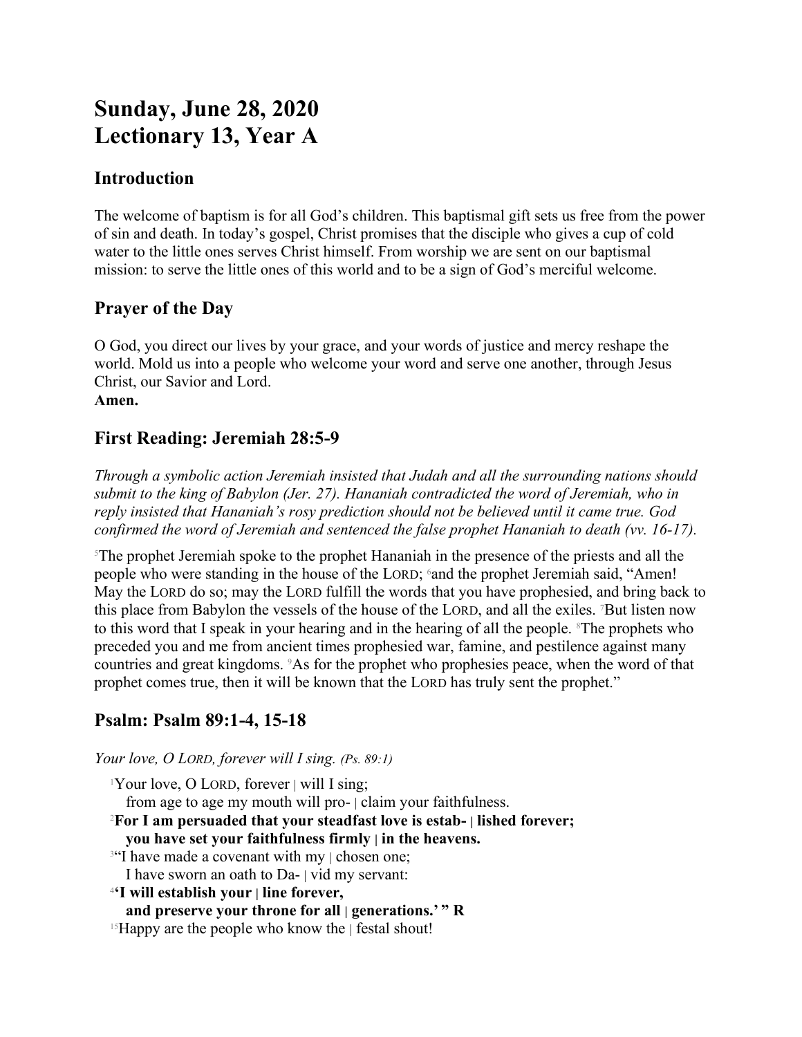# Sunday, June 28, 2020
# Lectionary 13, Year A

## Introduction

The welcome of baptism is for all God's children. This baptismal gift sets us free from the power of sin and death. In today's gospel, Christ promises that the disciple who gives a cup of cold water to the little ones serves Christ himself. From worship we are sent on our baptismal mission: to serve the little ones of this world and to be a sign of God's merciful welcome.

## Prayer of the Day

O God, you direct our lives by your grace, and your words of justice and mercy reshape the world. Mold us into a people who welcome your word and serve one another, through Jesus Christ, our Savior and Lord.
**Amen.**

## First Reading: Jeremiah 28:5-9

*Through a symbolic action Jeremiah insisted that Judah and all the surrounding nations should submit to the king of Babylon (Jer. 27). Hananiah contradicted the word of Jeremiah, who in reply insisted that Hananiah's rosy prediction should not be believed until it came true. God confirmed the word of Jeremiah and sentenced the false prophet Hananiah to death (vv. 16-17).*

[5]The prophet Jeremiah spoke to the prophet Hananiah in the presence of the priests and all the people who were standing in the house of the LORD; [6]and the prophet Jeremiah said, "Amen! May the LORD do so; may the LORD fulfill the words that you have prophesied, and bring back to this place from Babylon the vessels of the house of the LORD, and all the exiles. [7]But listen now to this word that I speak in your hearing and in the hearing of all the people. [8]The prophets who preceded you and me from ancient times prophesied war, famine, and pestilence against many countries and great kingdoms. [9]As for the prophet who prophesies peace, when the word of that prophet comes true, then it will be known that the LORD has truly sent the prophet."

## Psalm: Psalm 89:1-4, 15-18

*Your love, O LORD, forever will I sing. (Ps. 89:1)*

[1]Your love, O LORD, forever | will I sing;
from age to age my mouth will pro- | claim your faithfulness.
[2]**For I am persuaded that your steadfast love is estab- | lished forever;**
**you have set your faithfulness firmly | in the heavens.**
[3]"I have made a covenant with my | chosen one;
I have sworn an oath to Da- | vid my servant:
[4]**'I will establish your | line forever,**
**and preserve your throne for all | generations.' " R**
[15]Happy are the people who know the | festal shout!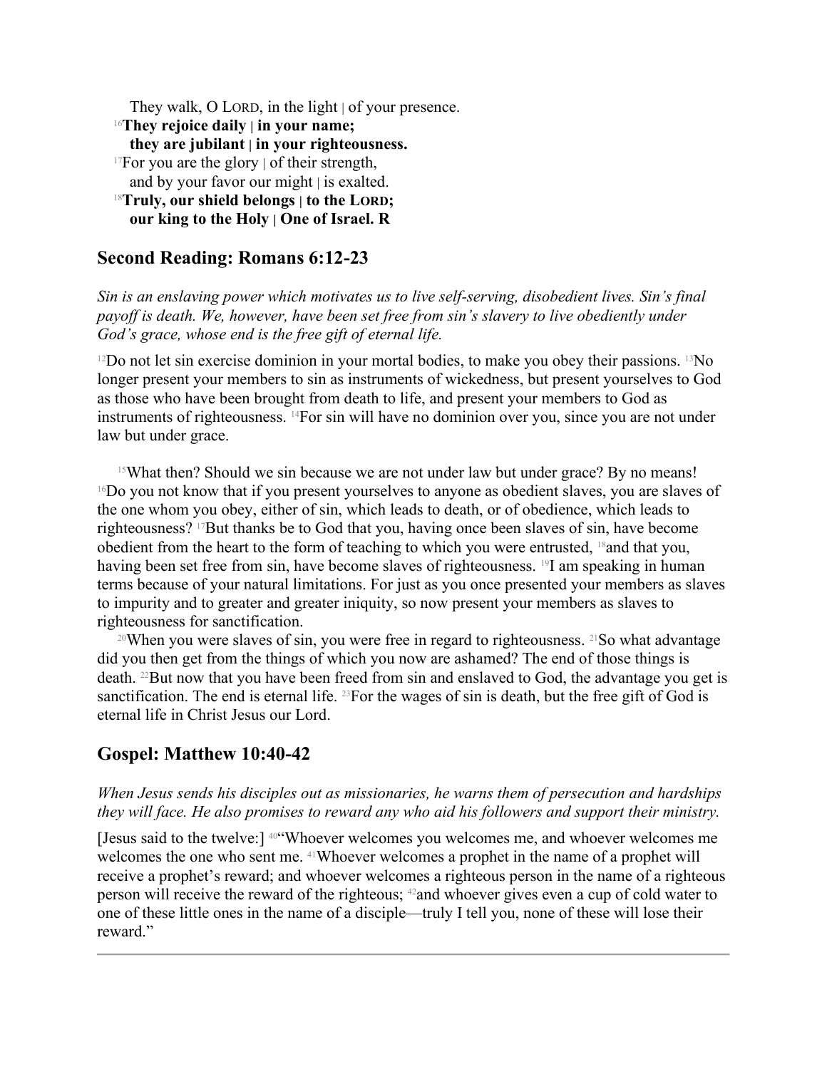They walk, O LORD, in the light | of your presence.

[16]**They rejoice daily | in your name;**
**they are jubilant | in your righteousness.**

[17]For you are the glory | of their strength,
and by your favor our might | is exalted.

[18]**Truly, our shield belongs | to the LORD;**
**our king to the Holy | One of Israel. R**

## Second Reading: Romans 6:12-23

*Sin is an enslaving power which motivates us to live self-serving, disobedient lives. Sin's final payoff is death. We, however, have been set free from sin's slavery to live obediently under God's grace, whose end is the free gift of eternal life.*

[12]Do not let sin exercise dominion in your mortal bodies, to make you obey their passions. [13]No longer present your members to sin as instruments of wickedness, but present yourselves to God as those who have been brought from death to life, and present your members to God as instruments of righteousness. [14]For sin will have no dominion over you, since you are not under law but under grace.

[15]What then? Should we sin because we are not under law but under grace? By no means! [16]Do you not know that if you present yourselves to anyone as obedient slaves, you are slaves of the one whom you obey, either of sin, which leads to death, or of obedience, which leads to righteousness? [17]But thanks be to God that you, having once been slaves of sin, have become obedient from the heart to the form of teaching to which you were entrusted, [18]and that you, having been set free from sin, have become slaves of righteousness. [19]I am speaking in human terms because of your natural limitations. For just as you once presented your members as slaves to impurity and to greater and greater iniquity, so now present your members as slaves to righteousness for sanctification.

[20]When you were slaves of sin, you were free in regard to righteousness. [21]So what advantage did you then get from the things of which you now are ashamed? The end of those things is death. [22]But now that you have been freed from sin and enslaved to God, the advantage you get is sanctification. The end is eternal life. [23]For the wages of sin is death, but the free gift of God is eternal life in Christ Jesus our Lord.

## Gospel: Matthew 10:40-42

*When Jesus sends his disciples out as missionaries, he warns them of persecution and hardships they will face. He also promises to reward any who aid his followers and support their ministry.*

[Jesus said to the twelve:] [40]"Whoever welcomes you welcomes me, and whoever welcomes me welcomes the one who sent me. [41]Whoever welcomes a prophet in the name of a prophet will receive a prophet's reward; and whoever welcomes a righteous person in the name of a righteous person will receive the reward of the righteous; [42]and whoever gives even a cup of cold water to one of these little ones in the name of a disciple—truly I tell you, none of these will lose their reward."

---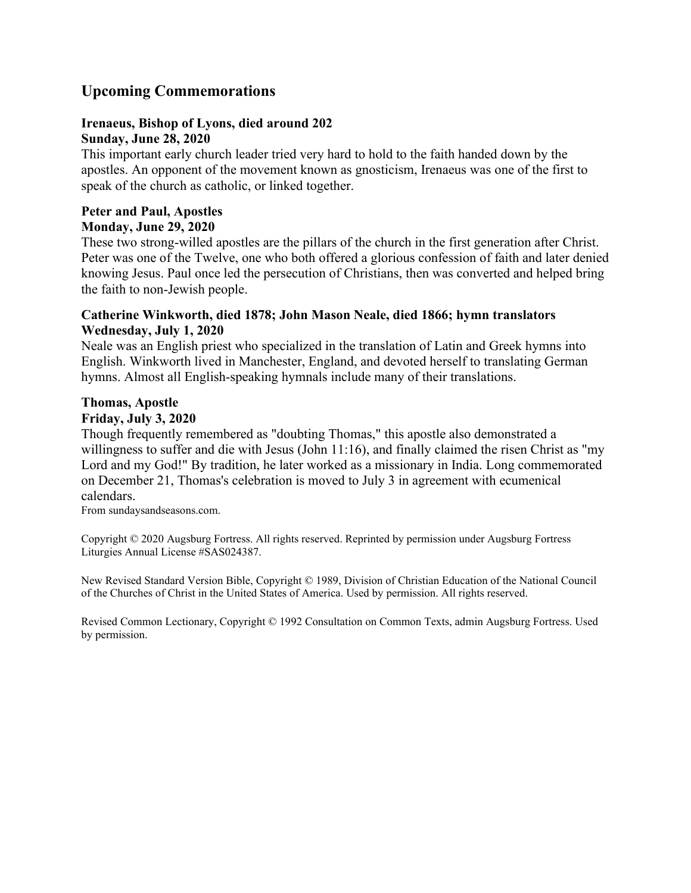## Upcoming Commemorations

**Irenaeus, Bishop of Lyons, died around 202**
**Sunday, June 28, 2020**

This important early church leader tried very hard to hold to the faith handed down by the apostles. An opponent of the movement known as gnosticism, Irenaeus was one of the first to speak of the church as catholic, or linked together.

**Peter and Paul, Apostles**
**Monday, June 29, 2020**

These two strong-willed apostles are the pillars of the church in the first generation after Christ. Peter was one of the Twelve, one who both offered a glorious confession of faith and later denied knowing Jesus. Paul once led the persecution of Christians, then was converted and helped bring the faith to non-Jewish people.

**Catherine Winkworth, died 1878; John Mason Neale, died 1866; hymn translators**
**Wednesday, July 1, 2020**

Neale was an English priest who specialized in the translation of Latin and Greek hymns into English. Winkworth lived in Manchester, England, and devoted herself to translating German hymns. Almost all English-speaking hymnals include many of their translations.

**Thomas, Apostle**
**Friday, July 3, 2020**

Though frequently remembered as "doubting Thomas," this apostle also demonstrated a willingness to suffer and die with Jesus (John 11:16), and finally claimed the risen Christ as "my Lord and my God!" By tradition, he later worked as a missionary in India. Long commemorated on December 21, Thomas's celebration is moved to July 3 in agreement with ecumenical calendars.

From sundaysandseasons.com.

Copyright © 2020 Augsburg Fortress. All rights reserved. Reprinted by permission under Augsburg Fortress Liturgies Annual License #SAS024387.

New Revised Standard Version Bible, Copyright © 1989, Division of Christian Education of the National Council of the Churches of Christ in the United States of America. Used by permission. All rights reserved.

Revised Common Lectionary, Copyright © 1992 Consultation on Common Texts, admin Augsburg Fortress. Used by permission.